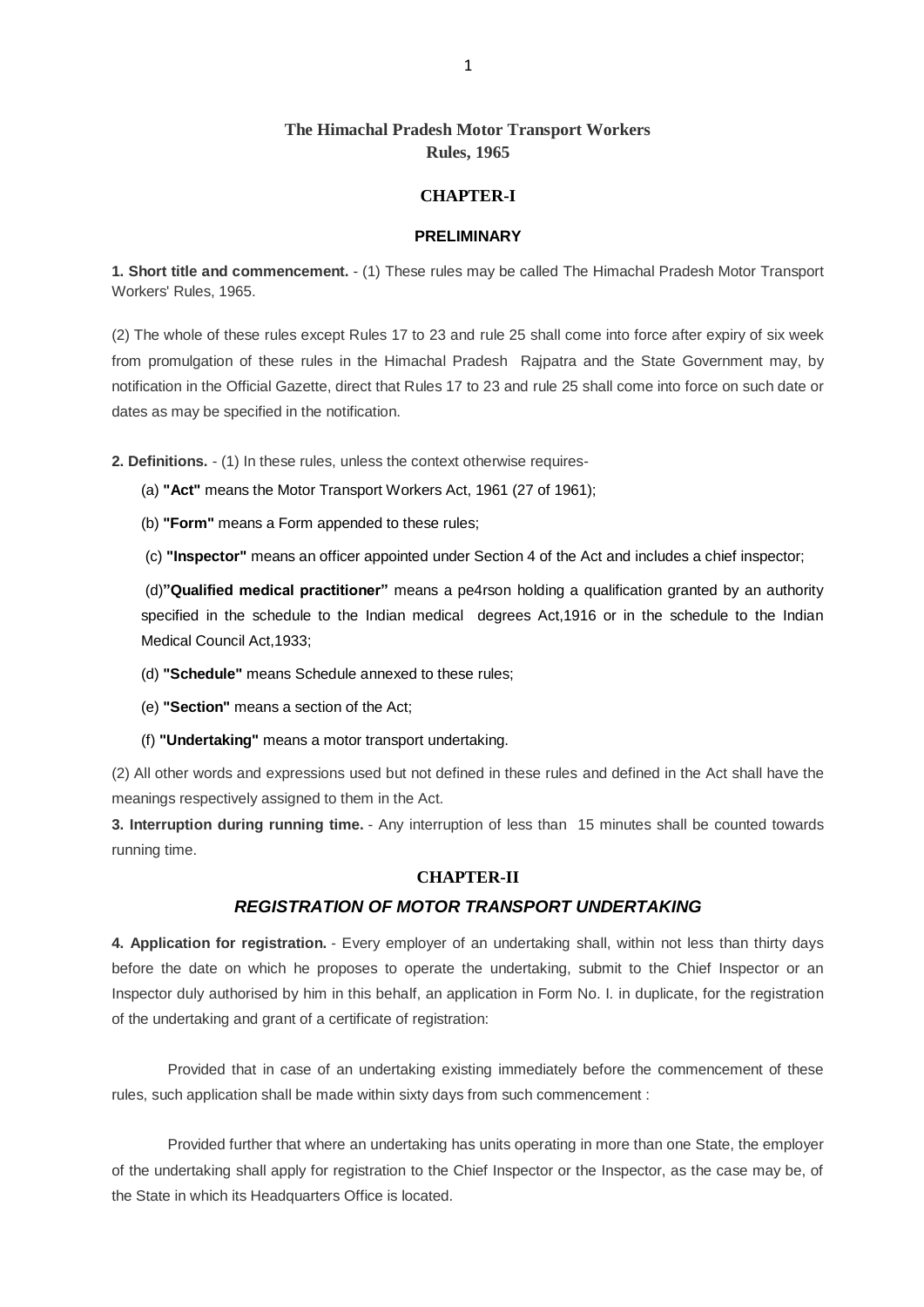# The Himachal Pradesh Motor Transport Workers Rules, 1965

## CHAPTER-I

### PRELIMINARY

**1. Short title and commencement.** - (1) These rules may be called The Himachal Pradesh Motor Transport Workers' Rules, 1965.

(2) The whole of these rules except Rules 17 to 23 and rule 25 shall come into force after expiry of six week from promulgation of these rules in the Himachal Pradesh Rajpatra and the State Government may, by notification in the Official Gazette, direct that Rules 17 to 23 and rule 25 shall come into force on such date or dates as may be specified in the notification.

**2. Definitions.** - (1) In these rules, unless the context otherwise requires-

(a) **"Act"** means the Motor Transport Workers Act, 1961 (27 of 1961);

(b) **"Form"** means a Form appended to these rules;

(c) **"Inspector"** means an officer appointed under Section 4 of the Act and includes a chief inspector;

(d)**"Qualified medical practitioner"** means a pe4rson holding a qualification granted by an authority specified in the schedule to the Indian medical degrees Act,1916 or in the schedule to the Indian Medical Council Act,1933;

(d) **"Schedule"** means Schedule annexed to these rules;

(e) **"Section"** means a section of the Act;

(f) **"Undertaking"** means a motor transport undertaking.

(2) All other words and expressions used but not defined in these rules and defined in the Act shall have the meanings respectively assigned to them in the Act.

**3. Interruption during running time.** - Any interruption of less than 15 minutes shall be counted towards running time.

## CHAPTER-II

### *REGISTRATION OF MOTOR TRANSPORT UNDERTAKING*

**4. Application for registration.** - Every employer of an undertaking shall, within not less than thirty days before the date on which he proposes to operate the undertaking, submit to the Chief Inspector or an Inspector duly authorised by him in this behalf, an application in Form No. I. in duplicate, for the registration of the undertaking and grant of a certificate of registration:

Provided that in case of an undertaking existing immediately before the commencement of these rules, such application shall be made within sixty days from such commencement :

Provided further that where an undertaking has units operating in more than one State, the employer of the undertaking shall apply for registration to the Chief Inspector or the Inspector, as the case may be, of the State in which its Headquarters Office is located.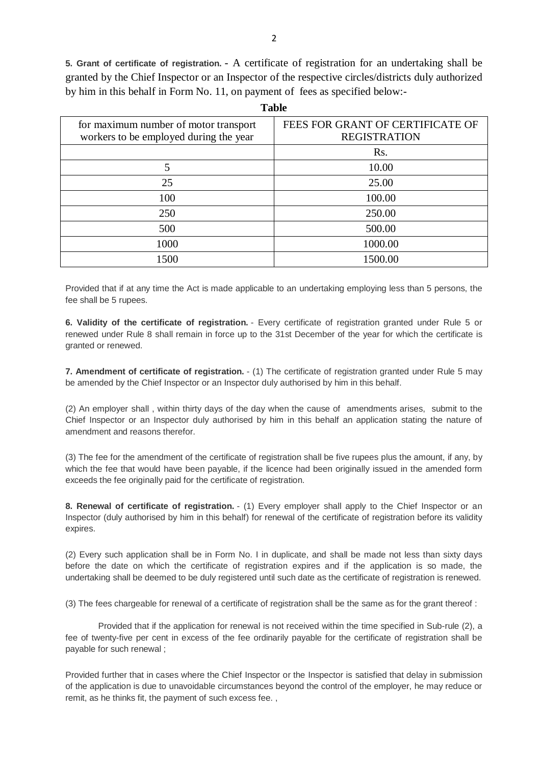**5. Grant of certificate of registration.** - A certificate of registration for an undertaking shall be granted by the Chief Inspector or an Inspector of the respective circles/districts duly authorized by him in this behalf in Form No. 11, on payment of fees as specified below:-

**Table**

| for maximum number of motor transport workers to be employed during the year | FEES FOR GRANT OF CERTIFICATE OF REGISTRATION |
|---|---|
| | Rs. |
| 5 | 10.00 |
| 25 | 25.00 |
| 100 | 100.00 |
| 250 | 250.00 |
| 500 | 500.00 |
| 1000 | 1000.00 |
| 1500 | 1500.00 |

Provided that if at any time the Act is made applicable to an undertaking employing less than 5 persons, the fee shall be 5 rupees.

**6. Validity of the certificate of registration.** - Every certificate of registration granted under Rule 5 or renewed under Rule 8 shall remain in force up to the 31st December of the year for which the certificate is granted or renewed.

**7. Amendment of certificate of registration.** - (1) The certificate of registration granted under Rule 5 may be amended by the Chief Inspector or an Inspector duly authorised by him in this behalf.

(2) An employer shall , within thirty days of the day when the cause of amendments arises, submit to the Chief Inspector or an Inspector duly authorised by him in this behalf an application stating the nature of amendment and reasons therefor.

(3) The fee for the amendment of the certificate of registration shall be five rupees plus the amount, if any, by which the fee that would have been payable, if the licence had been originally issued in the amended form exceeds the fee originally paid for the certificate of registration.

**8. Renewal of certificate of registration.** - (1) Every employer shall apply to the Chief Inspector or an Inspector (duly authorised by him in this behalf) for renewal of the certificate of registration before its validity expires.

(2) Every such application shall be in Form No. I in duplicate, and shall be made not less than sixty days before the date on which the certificate of registration expires and if the application is so made, the undertaking shall be deemed to be duly registered until such date as the certificate of registration is renewed.

(3) The fees chargeable for renewal of a certificate of registration shall be the same as for the grant thereof :

Provided that if the application for renewal is not received within the time specified in Sub-rule (2), a fee of twenty-five per cent in excess of the fee ordinarily payable for the certificate of registration shall be payable for such renewal ;

Provided further that in cases where the Chief Inspector or the Inspector is satisfied that delay in submission of the application is due to unavoidable circumstances beyond the control of the employer, he may reduce or remit, as he thinks fit, the payment of such excess fee. ,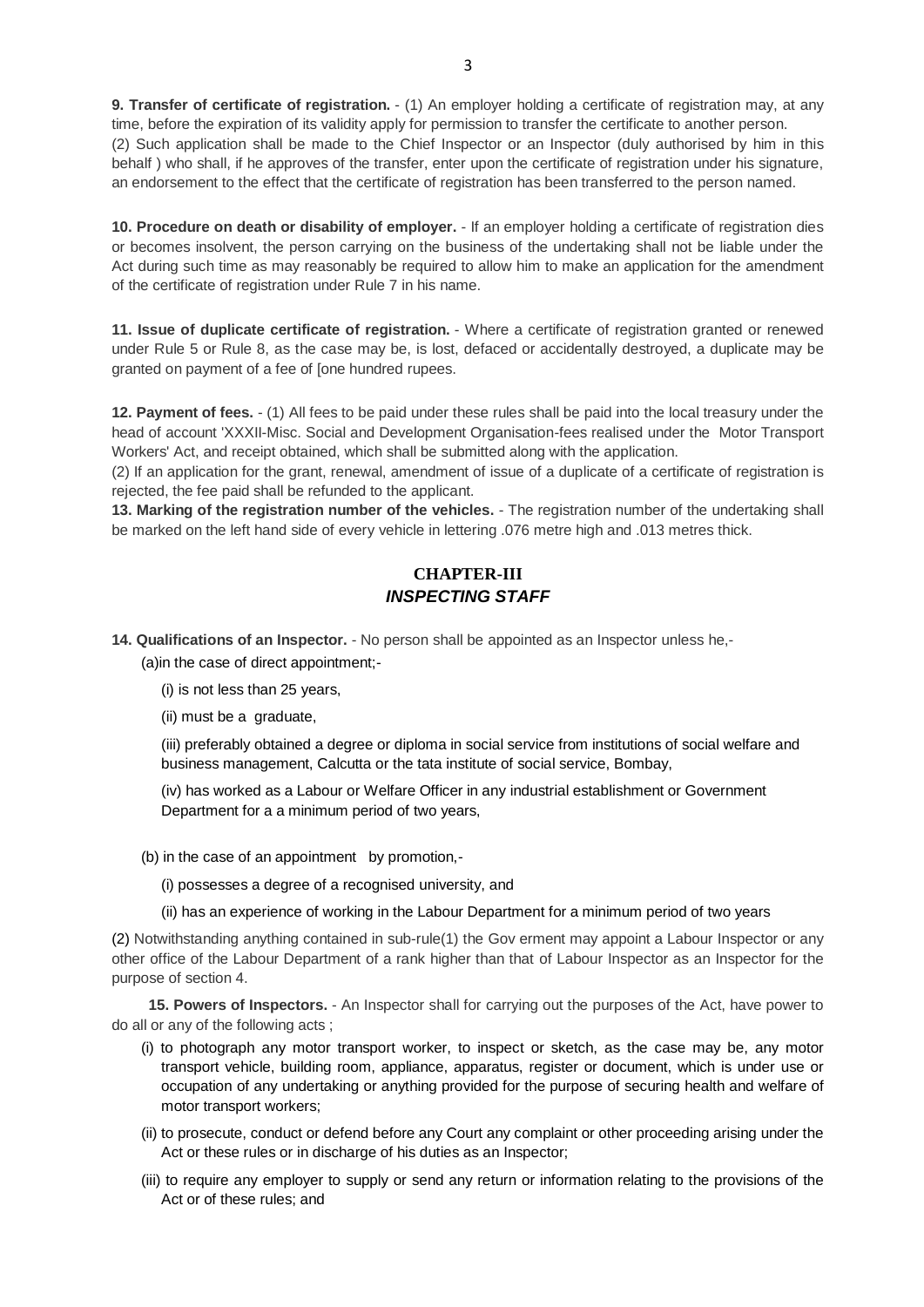**9. Transfer of certificate of registration.** - (1) An employer holding a certificate of registration may, at any time, before the expiration of its validity apply for permission to transfer the certificate to another person.
(2) Such application shall be made to the Chief Inspector or an Inspector (duly authorised by him in this behalf ) who shall, if he approves of the transfer, enter upon the certificate of registration under his signature, an endorsement to the effect that the certificate of registration has been transferred to the person named.

**10. Procedure on death or disability of employer.** - If an employer holding a certificate of registration dies or becomes insolvent, the person carrying on the business of the undertaking shall not be liable under the Act during such time as may reasonably be required to allow him to make an application for the amendment of the certificate of registration under Rule 7 in his name.

**11. Issue of duplicate certificate of registration.** - Where a certificate of registration granted or renewed under Rule 5 or Rule 8, as the case may be, is lost, defaced or accidentally destroyed, a duplicate may be granted on payment of a fee of [one hundred rupees.

**12. Payment of fees.** - (1) All fees to be paid under these rules shall be paid into the local treasury under the head of account 'XXXII-Misc. Social and Development Organisation-fees realised under the Motor Transport Workers' Act, and receipt obtained, which shall be submitted along with the application.
(2) If an application for the grant, renewal, amendment of issue of a duplicate of a certificate of registration is rejected, the fee paid shall be refunded to the applicant.
**13. Marking of the registration number of the vehicles.** - The registration number of the undertaking shall be marked on the left hand side of every vehicle in lettering .076 metre high and .013 metres thick.

## CHAPTER-III
## *INSPECTING STAFF*

**14. Qualifications of an Inspector.** - No person shall be appointed as an Inspector unless he,-

(a)in the case of direct appointment;-

(i) is not less than 25 years,

(ii) must be a graduate,

(iii) preferably obtained a degree or diploma in social service from institutions of social welfare and business management, Calcutta or the tata institute of social service, Bombay,

(iv) has worked as a Labour or Welfare Officer in any industrial establishment or Government Department for a a minimum period of two years,

(b) in the case of an appointment by promotion,-

(i) possesses a degree of a recognised university, and

(ii) has an experience of working in the Labour Department for a minimum period of two years

(2) Notwithstanding anything contained in sub-rule(1) the Gov erment may appoint a Labour Inspector or any other office of the Labour Department of a rank higher than that of Labour Inspector as an Inspector for the purpose of section 4.

**15. Powers of Inspectors.** - An Inspector shall for carrying out the purposes of the Act, have power to do all or any of the following acts ;

(i) to photograph any motor transport worker, to inspect or sketch, as the case may be, any motor transport vehicle, building room, appliance, apparatus, register or document, which is under use or occupation of any undertaking or anything provided for the purpose of securing health and welfare of motor transport workers;

(ii) to prosecute, conduct or defend before any Court any complaint or other proceeding arising under the Act or these rules or in discharge of his duties as an Inspector;

(iii) to require any employer to supply or send any return or information relating to the provisions of the Act or of these rules; and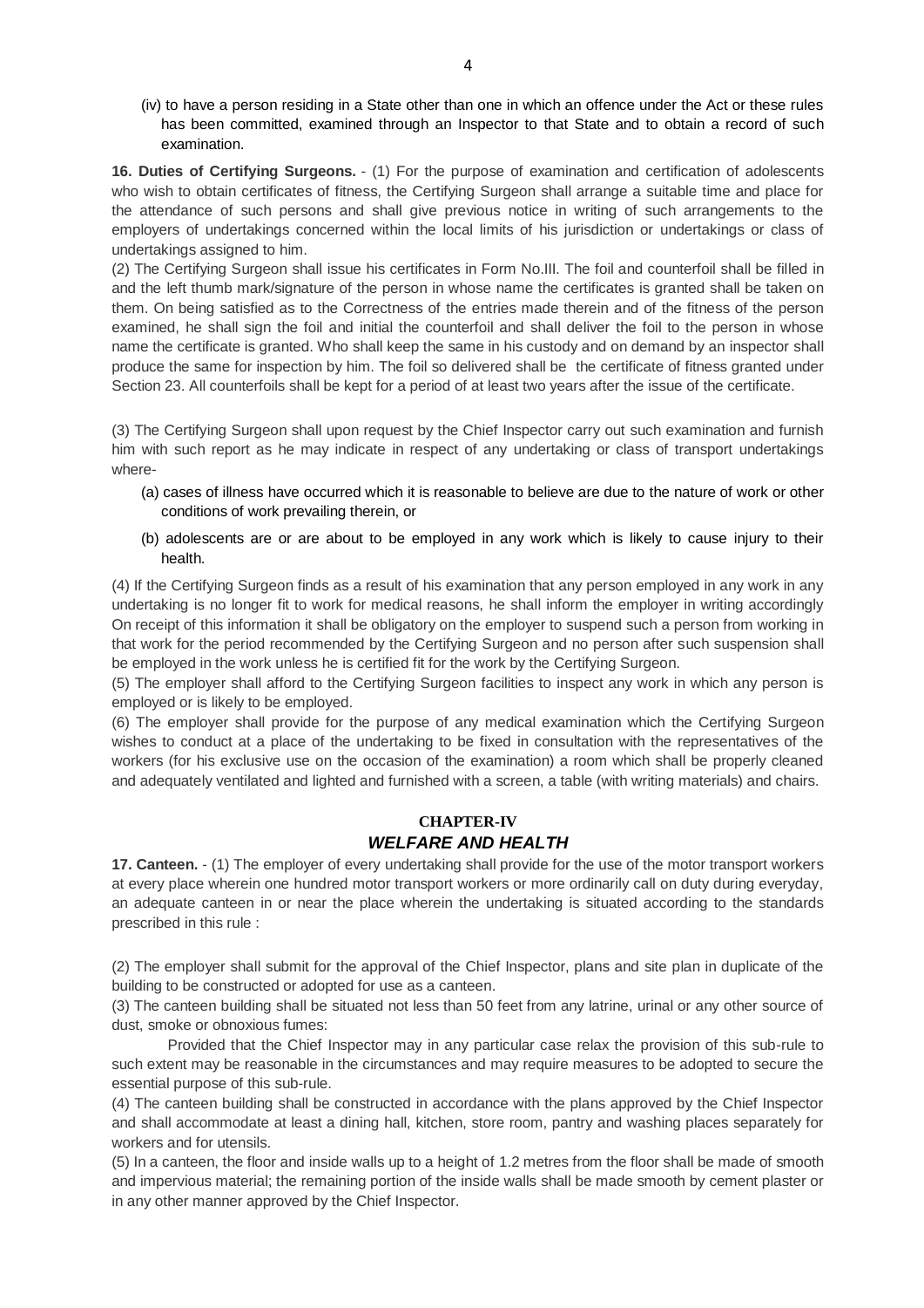(iv) to have a person residing in a State other than one in which an offence under the Act or these rules has been committed, examined through an Inspector to that State and to obtain a record of such examination.

**16. Duties of Certifying Surgeons.** - (1) For the purpose of examination and certification of adolescents who wish to obtain certificates of fitness, the Certifying Surgeon shall arrange a suitable time and place for the attendance of such persons and shall give previous notice in writing of such arrangements to the employers of undertakings concerned within the local limits of his jurisdiction or undertakings or class of undertakings assigned to him.

(2) The Certifying Surgeon shall issue his certificates in Form No.III. The foil and counterfoil shall be filled in and the left thumb mark/signature of the person in whose name the certificates is granted shall be taken on them. On being satisfied as to the Correctness of the entries made therein and of the fitness of the person examined, he shall sign the foil and initial the counterfoil and shall deliver the foil to the person in whose name the certificate is granted. Who shall keep the same in his custody and on demand by an inspector shall produce the same for inspection by him. The foil so delivered shall be the certificate of fitness granted under Section 23. All counterfoils shall be kept for a period of at least two years after the issue of the certificate.

(3) The Certifying Surgeon shall upon request by the Chief Inspector carry out such examination and furnish him with such report as he may indicate in respect of any undertaking or class of transport undertakings where-

(a) cases of illness have occurred which it is reasonable to believe are due to the nature of work or other conditions of work prevailing therein, or

(b) adolescents are or are about to be employed in any work which is likely to cause injury to their health.

(4) If the Certifying Surgeon finds as a result of his examination that any person employed in any work in any undertaking is no longer fit to work for medical reasons, he shall inform the employer in writing accordingly On receipt of this information it shall be obligatory on the employer to suspend such a person from working in that work for the period recommended by the Certifying Surgeon and no person after such suspension shall be employed in the work unless he is certified fit for the work by the Certifying Surgeon.

(5) The employer shall afford to the Certifying Surgeon facilities to inspect any work in which any person is employed or is likely to be employed.

(6) The employer shall provide for the purpose of any medical examination which the Certifying Surgeon wishes to conduct at a place of the undertaking to be fixed in consultation with the representatives of the workers (for his exclusive use on the occasion of the examination) a room which shall be properly cleaned and adequately ventilated and lighted and furnished with a screen, a table (with writing materials) and chairs.

## CHAPTER-IV

## *WELFARE AND HEALTH*

**17. Canteen.** - (1) The employer of every undertaking shall provide for the use of the motor transport workers at every place wherein one hundred motor transport workers or more ordinarily call on duty during everyday, an adequate canteen in or near the place wherein the undertaking is situated according to the standards prescribed in this rule :

(2) The employer shall submit for the approval of the Chief Inspector, plans and site plan in duplicate of the building to be constructed or adopted for use as a canteen.

(3) The canteen building shall be situated not less than 50 feet from any latrine, urinal or any other source of dust, smoke or obnoxious fumes:

Provided that the Chief Inspector may in any particular case relax the provision of this sub-rule to such extent may be reasonable in the circumstances and may require measures to be adopted to secure the essential purpose of this sub-rule.

(4) The canteen building shall be constructed in accordance with the plans approved by the Chief Inspector and shall accommodate at least a dining hall, kitchen, store room, pantry and washing places separately for workers and for utensils.

(5) In a canteen, the floor and inside walls up to a height of 1.2 metres from the floor shall be made of smooth and impervious material; the remaining portion of the inside walls shall be made smooth by cement plaster or in any other manner approved by the Chief Inspector.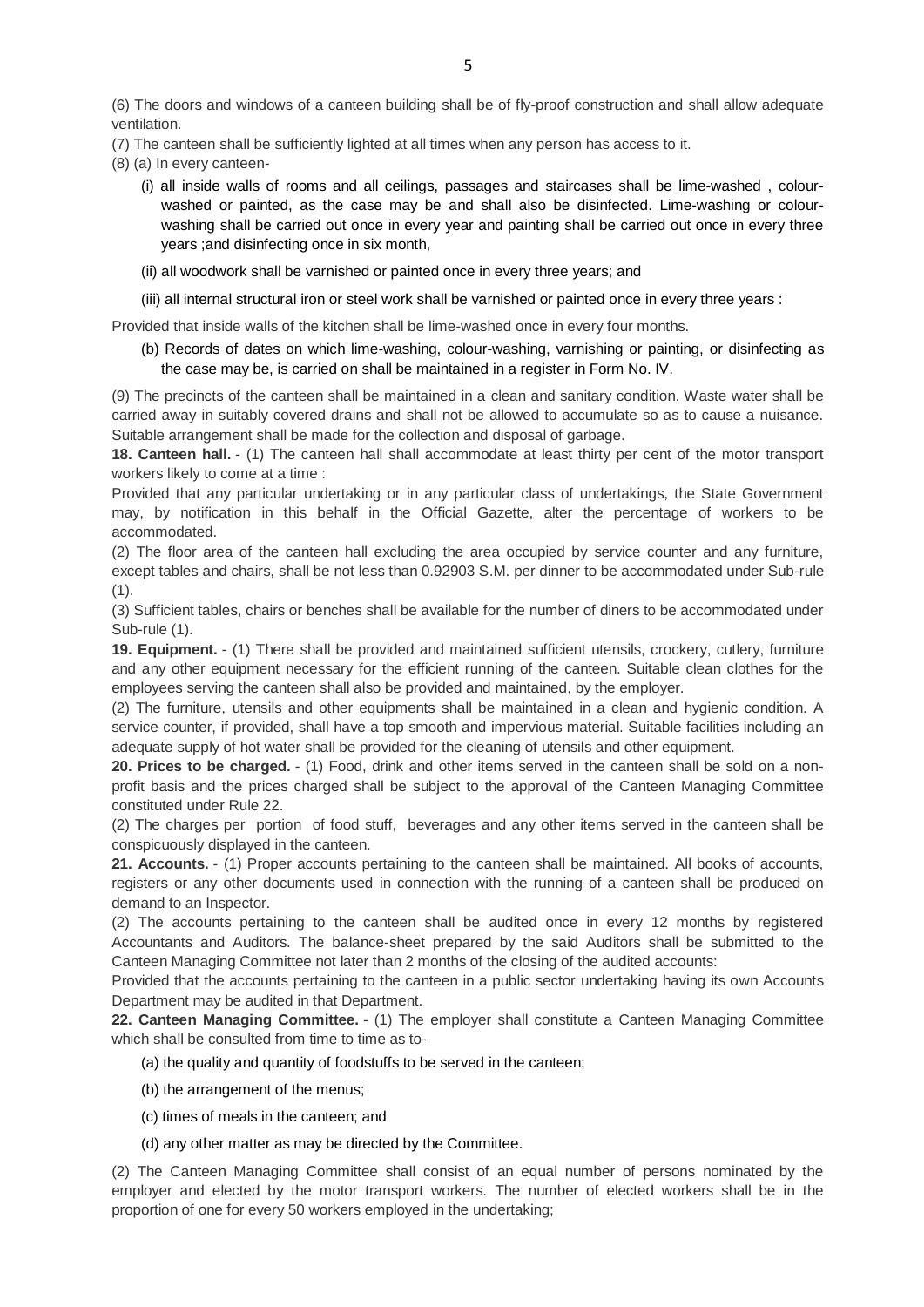(6) The doors and windows of a canteen building shall be of fly-proof construction and shall allow adequate ventilation.

(7) The canteen shall be sufficiently lighted at all times when any person has access to it.

(8) (a) In every canteen-

(i) all inside walls of rooms and all ceilings, passages and staircases shall be lime-washed , colour-washed or painted, as the case may be and shall also be disinfected. Lime-washing or colour-washing shall be carried out once in every year and painting shall be carried out once in every three years ;and disinfecting once in six month,

(ii) all woodwork shall be varnished or painted once in every three years; and

(iii) all internal structural iron or steel work shall be varnished or painted once in every three years :

Provided that inside walls of the kitchen shall be lime-washed once in every four months.

(b) Records of dates on which lime-washing, colour-washing, varnishing or painting, or disinfecting as the case may be, is carried on shall be maintained in a register in Form No. IV.

(9) The precincts of the canteen shall be maintained in a clean and sanitary condition. Waste water shall be carried away in suitably covered drains and shall not be allowed to accumulate so as to cause a nuisance. Suitable arrangement shall be made for the collection and disposal of garbage.

**18. Canteen hall.** - (1) The canteen hall shall accommodate at least thirty per cent of the motor transport workers likely to come at a time :

Provided that any particular undertaking or in any particular class of undertakings, the State Government may, by notification in this behalf in the Official Gazette, alter the percentage of workers to be accommodated.

(2) The floor area of the canteen hall excluding the area occupied by service counter and any furniture, except tables and chairs, shall be not less than 0.92903 S.M. per dinner to be accommodated under Sub-rule (1).

(3) Sufficient tables, chairs or benches shall be available for the number of diners to be accommodated under Sub-rule (1).

**19. Equipment.** - (1) There shall be provided and maintained sufficient utensils, crockery, cutlery, furniture and any other equipment necessary for the efficient running of the canteen. Suitable clean clothes for the employees serving the canteen shall also be provided and maintained, by the employer.

(2) The furniture, utensils and other equipments shall be maintained in a clean and hygienic condition. A service counter, if provided, shall have a top smooth and impervious material. Suitable facilities including an adequate supply of hot water shall be provided for the cleaning of utensils and other equipment.

**20. Prices to be charged.** - (1) Food, drink and other items served in the canteen shall be sold on a non-profit basis and the prices charged shall be subject to the approval of the Canteen Managing Committee constituted under Rule 22.

(2) The charges per portion of food stuff, beverages and any other items served in the canteen shall be conspicuously displayed in the canteen.

**21. Accounts.** - (1) Proper accounts pertaining to the canteen shall be maintained. All books of accounts, registers or any other documents used in connection with the running of a canteen shall be produced on demand to an Inspector.

(2) The accounts pertaining to the canteen shall be audited once in every 12 months by registered Accountants and Auditors. The balance-sheet prepared by the said Auditors shall be submitted to the Canteen Managing Committee not later than 2 months of the closing of the audited accounts:

Provided that the accounts pertaining to the canteen in a public sector undertaking having its own Accounts Department may be audited in that Department.

**22. Canteen Managing Committee.** - (1) The employer shall constitute a Canteen Managing Committee which shall be consulted from time to time as to-

(a) the quality and quantity of foodstuffs to be served in the canteen;

(b) the arrangement of the menus;

(c) times of meals in the canteen; and

(d) any other matter as may be directed by the Committee.

(2) The Canteen Managing Committee shall consist of an equal number of persons nominated by the employer and elected by the motor transport workers. The number of elected workers shall be in the proportion of one for every 50 workers employed in the undertaking;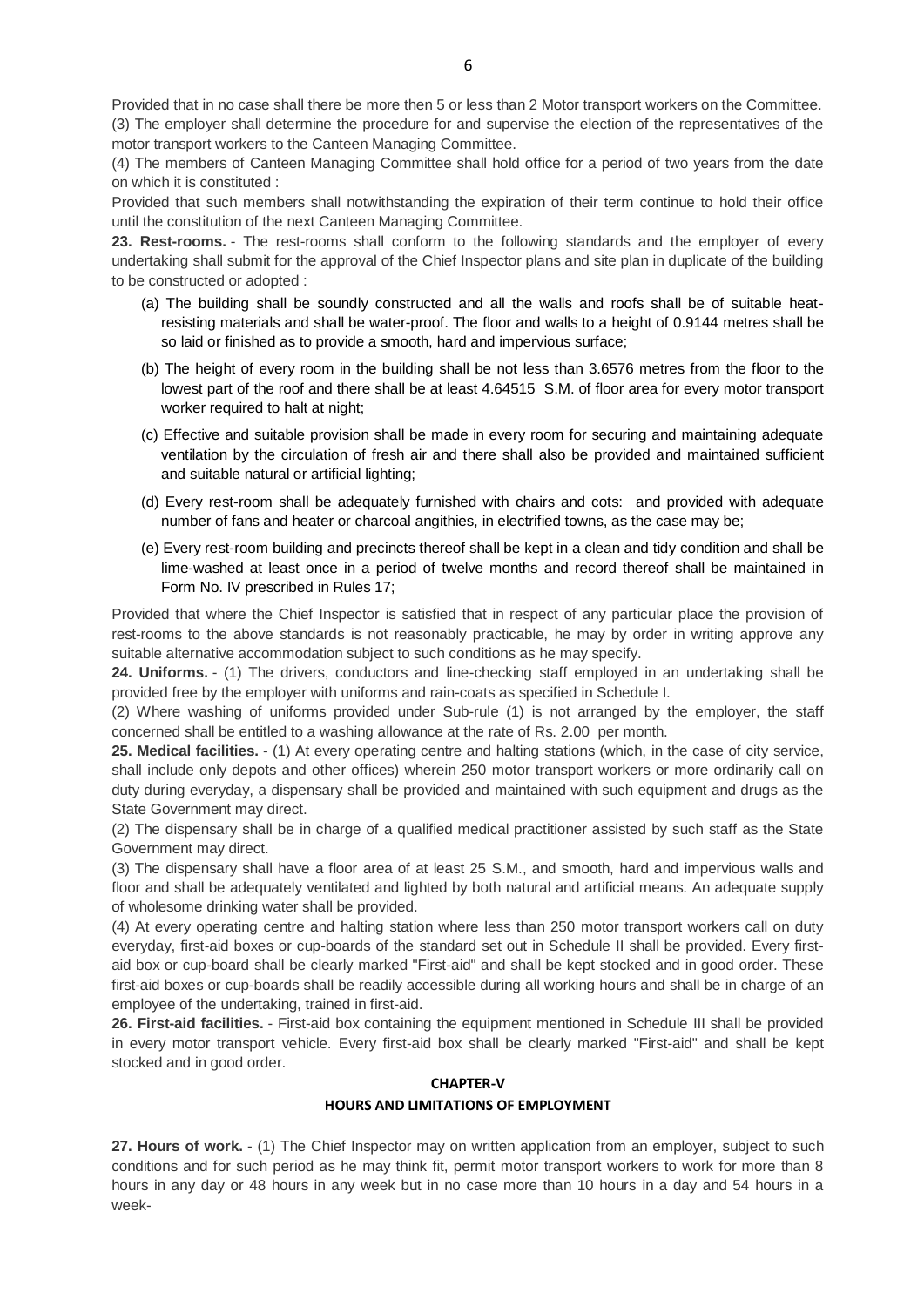Provided that in no case shall there be more then 5 or less than 2 Motor transport workers on the Committee.

(3) The employer shall determine the procedure for and supervise the election of the representatives of the motor transport workers to the Canteen Managing Committee.

(4) The members of Canteen Managing Committee shall hold office for a period of two years from the date on which it is constituted :

Provided that such members shall notwithstanding the expiration of their term continue to hold their office until the constitution of the next Canteen Managing Committee.

**23. Rest-rooms.** - The rest-rooms shall conform to the following standards and the employer of every undertaking shall submit for the approval of the Chief Inspector plans and site plan in duplicate of the building to be constructed or adopted :

(a) The building shall be soundly constructed and all the walls and roofs shall be of suitable heat-resisting materials and shall be water-proof. The floor and walls to a height of 0.9144 metres shall be so laid or finished as to provide a smooth, hard and impervious surface;

(b) The height of every room in the building shall be not less than 3.6576 metres from the floor to the lowest part of the roof and there shall be at least 4.64515 S.M. of floor area for every motor transport worker required to halt at night;

(c) Effective and suitable provision shall be made in every room for securing and maintaining adequate ventilation by the circulation of fresh air and there shall also be provided and maintained sufficient and suitable natural or artificial lighting;

(d) Every rest-room shall be adequately furnished with chairs and cots: and provided with adequate number of fans and heater or charcoal angithies, in electrified towns, as the case may be;

(e) Every rest-room building and precincts thereof shall be kept in a clean and tidy condition and shall be lime-washed at least once in a period of twelve months and record thereof shall be maintained in Form No. IV prescribed in Rules 17;

Provided that where the Chief Inspector is satisfied that in respect of any particular place the provision of rest-rooms to the above standards is not reasonably practicable, he may by order in writing approve any suitable alternative accommodation subject to such conditions as he may specify.

**24. Uniforms.** - (1) The drivers, conductors and line-checking staff employed in an undertaking shall be provided free by the employer with uniforms and rain-coats as specified in Schedule I.

(2) Where washing of uniforms provided under Sub-rule (1) is not arranged by the employer, the staff concerned shall be entitled to a washing allowance at the rate of Rs. 2.00 per month.

**25. Medical facilities.** - (1) At every operating centre and halting stations (which, in the case of city service, shall include only depots and other offices) wherein 250 motor transport workers or more ordinarily call on duty during everyday, a dispensary shall be provided and maintained with such equipment and drugs as the State Government may direct.

(2) The dispensary shall be in charge of a qualified medical practitioner assisted by such staff as the State Government may direct.

(3) The dispensary shall have a floor area of at least 25 S.M., and smooth, hard and impervious walls and floor and shall be adequately ventilated and lighted by both natural and artificial means. An adequate supply of wholesome drinking water shall be provided.

(4) At every operating centre and halting station where less than 250 motor transport workers call on duty everyday, first-aid boxes or cup-boards of the standard set out in Schedule II shall be provided. Every first-aid box or cup-board shall be clearly marked "First-aid" and shall be kept stocked and in good order. These first-aid boxes or cup-boards shall be readily accessible during all working hours and shall be in charge of an employee of the undertaking, trained in first-aid.

**26. First-aid facilities.** - First-aid box containing the equipment mentioned in Schedule III shall be provided in every motor transport vehicle. Every first-aid box shall be clearly marked "First-aid" and shall be kept stocked and in good order.

## CHAPTER-V

## HOURS AND LIMITATIONS OF EMPLOYMENT

**27. Hours of work.** - (1) The Chief Inspector may on written application from an employer, subject to such conditions and for such period as he may think fit, permit motor transport workers to work for more than 8 hours in any day or 48 hours in any week but in no case more than 10 hours in a day and 54 hours in a week-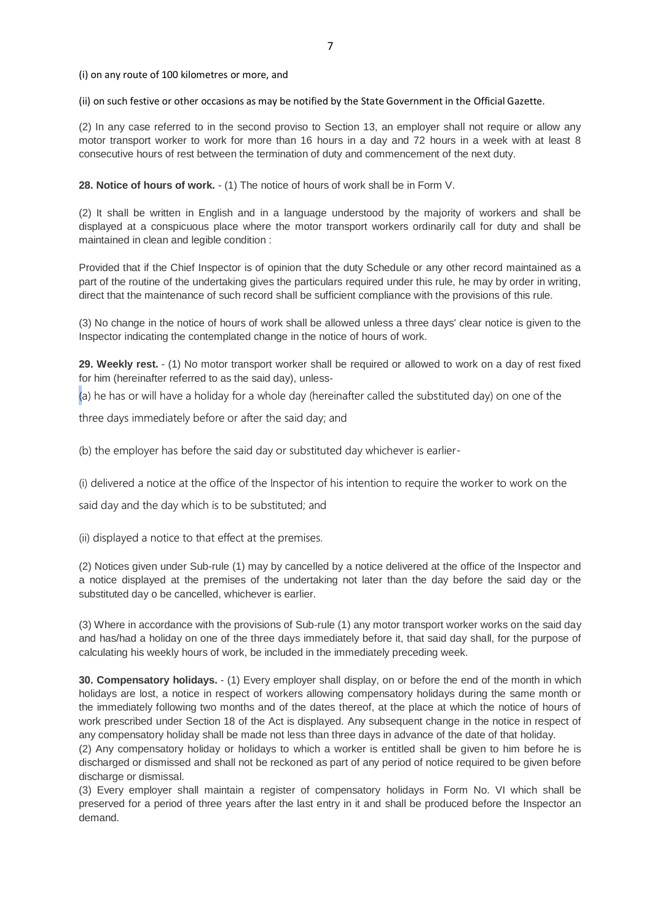(i) on any route of 100 kilometres or more, and

(ii) on such festive or other occasions as may be notified by the State Government in the Official Gazette.

(2) In any case referred to in the second proviso to Section 13, an employer shall not require or allow any motor transport worker to work for more than 16 hours in a day and 72 hours in a week with at least 8 consecutive hours of rest between the termination of duty and commencement of the next duty.

**28. Notice of hours of work.** - (1) The notice of hours of work shall be in Form V.

(2) It shall be written in English and in a language understood by the majority of workers and shall be displayed at a conspicuous place where the motor transport workers ordinarily call for duty and shall be maintained in clean and legible condition :

Provided that if the Chief Inspector is of opinion that the duty Schedule or any other record maintained as a part of the routine of the undertaking gives the particulars required under this rule, he may by order in writing, direct that the maintenance of such record shall be sufficient compliance with the provisions of this rule.

(3) No change in the notice of hours of work shall be allowed unless a three days' clear notice is given to the Inspector indicating the contemplated change in the notice of hours of work.

**29. Weekly rest.** - (1) No motor transport worker shall be required or allowed to work on a day of rest fixed for him (hereinafter referred to as the said day), unless-

(a) he has or will have a holiday for a whole day (hereinafter called the substituted day) on one of the three days immediately before or after the said day; and

(b) the employer has before the said day or substituted day whichever is earlier-

(i) delivered a notice at the office of the Inspector of his intention to require the worker to work on the said day and the day which is to be substituted; and

(ii) displayed a notice to that effect at the premises.

(2) Notices given under Sub-rule (1) may by cancelled by a notice delivered at the office of the Inspector and a notice displayed at the premises of the undertaking not later than the day before the said day or the substituted day o be cancelled, whichever is earlier.

(3) Where in accordance with the provisions of Sub-rule (1) any motor transport worker works on the said day and has/had a holiday on one of the three days immediately before it, that said day shall, for the purpose of calculating his weekly hours of work, be included in the immediately preceding week.

**30. Compensatory holidays.** - (1) Every employer shall display, on or before the end of the month in which holidays are lost, a notice in respect of workers allowing compensatory holidays during the same month or the immediately following two months and of the dates thereof, at the place at which the notice of hours of work prescribed under Section 18 of the Act is displayed. Any subsequent change in the notice in respect of any compensatory holiday shall be made not less than three days in advance of the date of that holiday.

(2) Any compensatory holiday or holidays to which a worker is entitled shall be given to him before he is discharged or dismissed and shall not be reckoned as part of any period of notice required to be given before discharge or dismissal.

(3) Every employer shall maintain a register of compensatory holidays in Form No. VI which shall be preserved for a period of three years after the last entry in it and shall be produced before the Inspector an demand.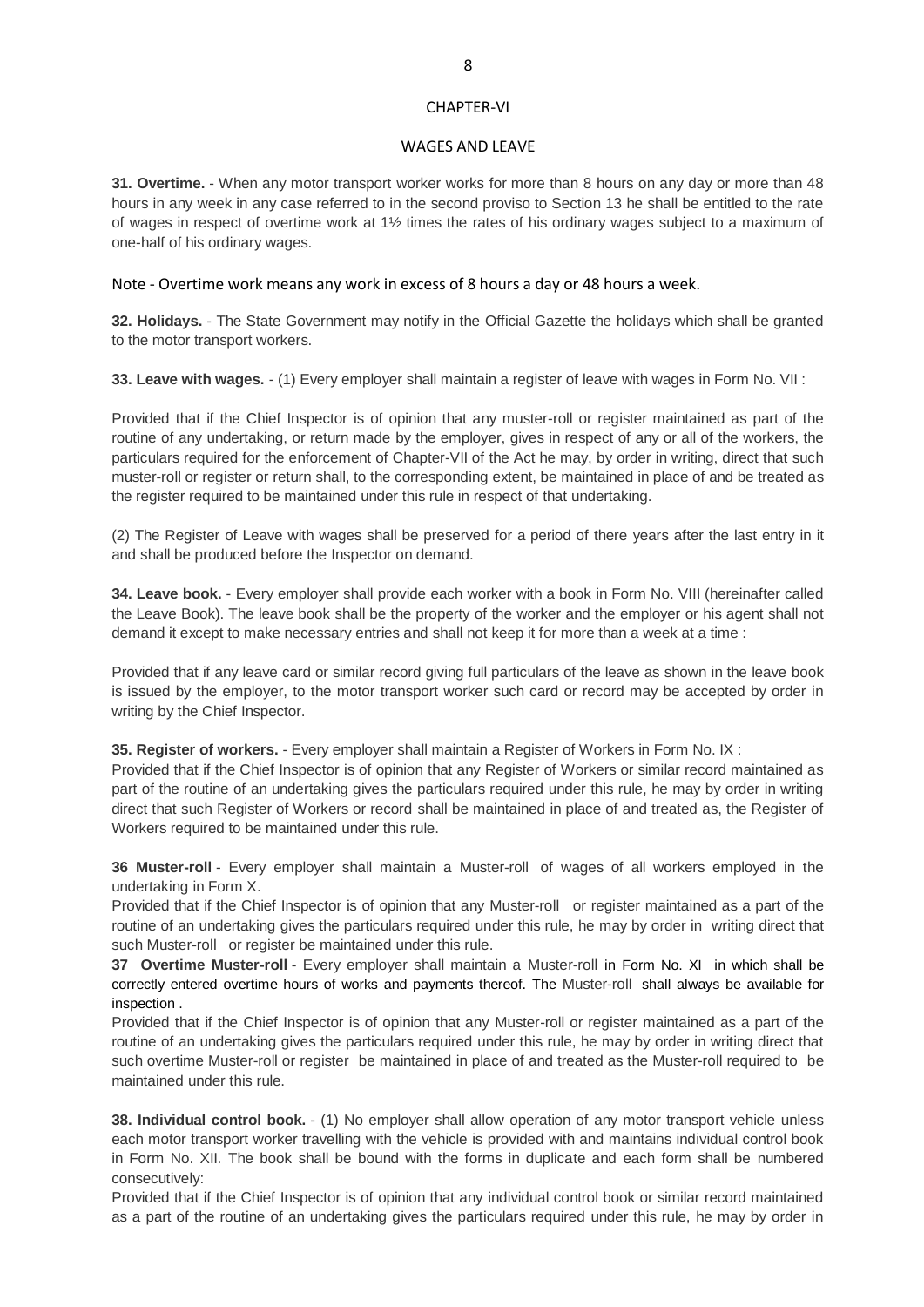## CHAPTER-VI

## WAGES AND LEAVE

**31. Overtime.** - When any motor transport worker works for more than 8 hours on any day or more than 48 hours in any week in any case referred to in the second proviso to Section 13 he shall be entitled to the rate of wages in respect of overtime work at 1½ times the rates of his ordinary wages subject to a maximum of one-half of his ordinary wages.

Note - Overtime work means any work in excess of 8 hours a day or 48 hours a week.

**32. Holidays.** - The State Government may notify in the Official Gazette the holidays which shall be granted to the motor transport workers.

**33. Leave with wages.** - (1) Every employer shall maintain a register of leave with wages in Form No. VII :

Provided that if the Chief Inspector is of opinion that any muster-roll or register maintained as part of the routine of any undertaking, or return made by the employer, gives in respect of any or all of the workers, the particulars required for the enforcement of Chapter-VII of the Act he may, by order in writing, direct that such muster-roll or register or return shall, to the corresponding extent, be maintained in place of and be treated as the register required to be maintained under this rule in respect of that undertaking.

(2) The Register of Leave with wages shall be preserved for a period of there years after the last entry in it and shall be produced before the Inspector on demand.

**34. Leave book.** - Every employer shall provide each worker with a book in Form No. VIII (hereinafter called the Leave Book). The leave book shall be the property of the worker and the employer or his agent shall not demand it except to make necessary entries and shall not keep it for more than a week at a time :

Provided that if any leave card or similar record giving full particulars of the leave as shown in the leave book is issued by the employer, to the motor transport worker such card or record may be accepted by order in writing by the Chief Inspector.

**35. Register of workers.** - Every employer shall maintain a Register of Workers in Form No. IX :
Provided that if the Chief Inspector is of opinion that any Register of Workers or similar record maintained as part of the routine of an undertaking gives the particulars required under this rule, he may by order in writing direct that such Register of Workers or record shall be maintained in place of and treated as, the Register of Workers required to be maintained under this rule.

**36 Muster-roll** - Every employer shall maintain a Muster-roll of wages of all workers employed in the undertaking in Form X.
Provided that if the Chief Inspector is of opinion that any Muster-roll or register maintained as a part of the routine of an undertaking gives the particulars required under this rule, he may by order in writing direct that such Muster-roll or register be maintained under this rule.

**37 Overtime Muster-roll** - Every employer shall maintain a Muster-roll in Form No. XI in which shall be correctly entered overtime hours of works and payments thereof. The Muster-roll shall always be available for inspection .
Provided that if the Chief Inspector is of opinion that any Muster-roll or register maintained as a part of the routine of an undertaking gives the particulars required under this rule, he may by order in writing direct that such overtime Muster-roll or register be maintained in place of and treated as the Muster-roll required to be maintained under this rule.

**38. Individual control book.** - (1) No employer shall allow operation of any motor transport vehicle unless each motor transport worker travelling with the vehicle is provided with and maintains individual control book in Form No. XII. The book shall be bound with the forms in duplicate and each form shall be numbered consecutively:
Provided that if the Chief Inspector is of opinion that any individual control book or similar record maintained as a part of the routine of an undertaking gives the particulars required under this rule, he may by order in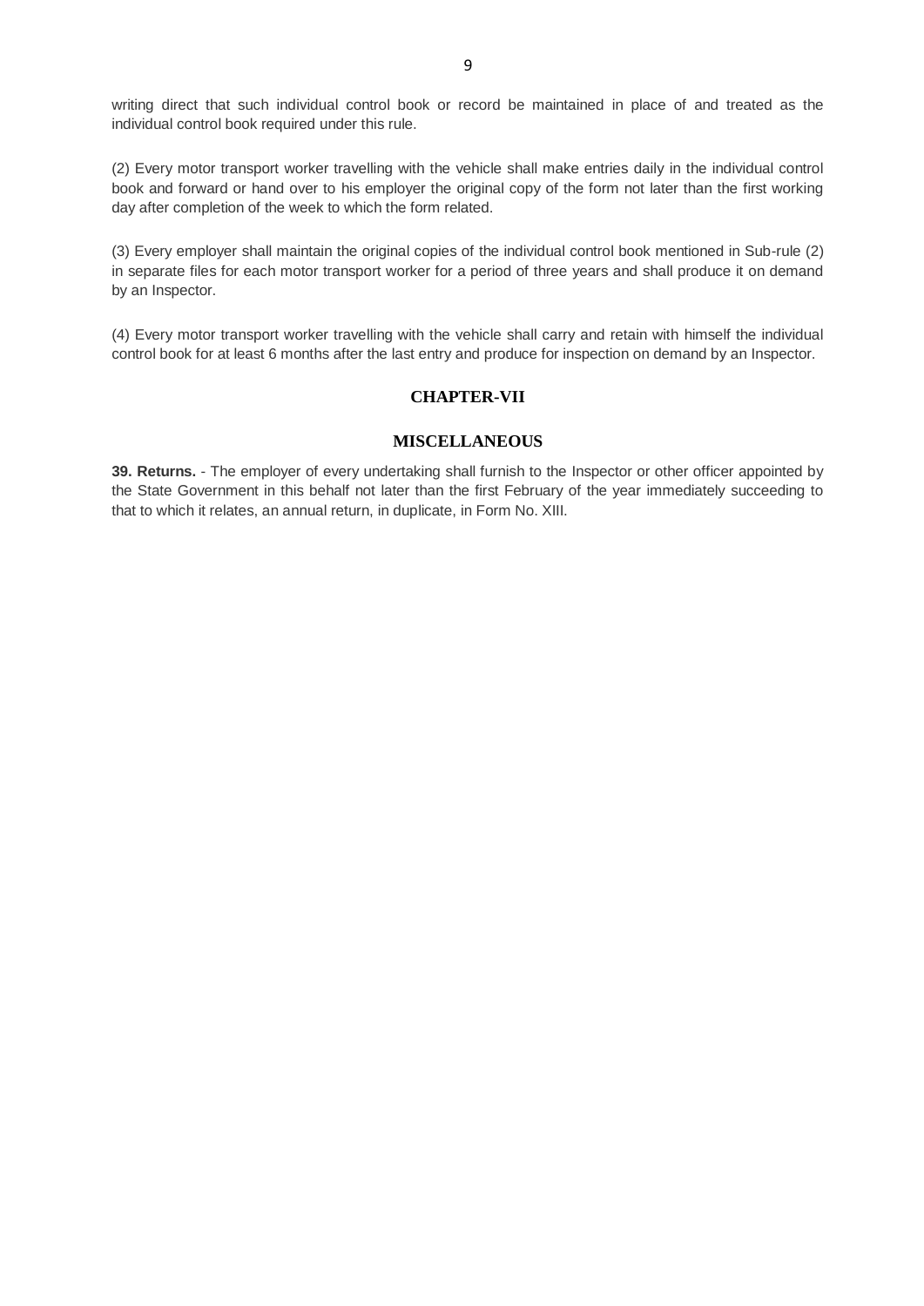writing direct that such individual control book or record be maintained in place of and treated as the individual control book required under this rule.

(2) Every motor transport worker travelling with the vehicle shall make entries daily in the individual control book and forward or hand over to his employer the original copy of the form not later than the first working day after completion of the week to which the form related.

(3) Every employer shall maintain the original copies of the individual control book mentioned in Sub-rule (2) in separate files for each motor transport worker for a period of three years and shall produce it on demand by an Inspector.

(4) Every motor transport worker travelling with the vehicle shall carry and retain with himself the individual control book for at least 6 months after the last entry and produce for inspection on demand by an Inspector.

## CHAPTER-VII

## MISCELLANEOUS

**39. Returns.** - The employer of every undertaking shall furnish to the Inspector or other officer appointed by the State Government in this behalf not later than the first February of the year immediately succeeding to that to which it relates, an annual return, in duplicate, in Form No. XIII.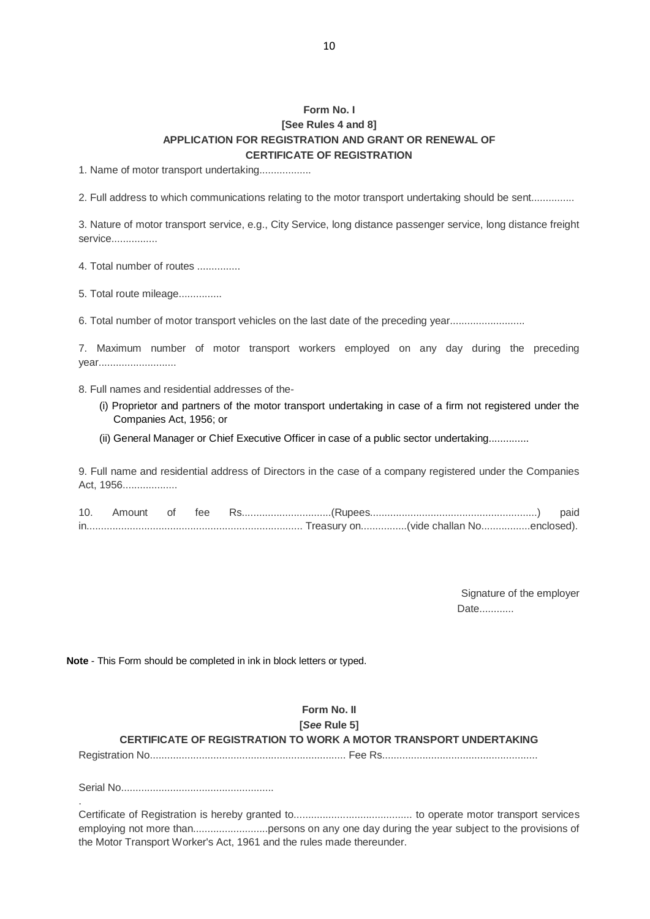**Form No. I**

**[See Rules 4 and 8]**

**APPLICATION FOR REGISTRATION AND GRANT OR RENEWAL OF CERTIFICATE OF REGISTRATION**

1. Name of motor transport undertaking..................

2. Full address to which communications relating to the motor transport undertaking should be sent...............

3. Nature of motor transport service, e.g., City Service, long distance passenger service, long distance freight service................

4. Total number of routes ...............

5. Total route mileage...............

6. Total number of motor transport vehicles on the last date of the preceding year..........................

7. Maximum number of motor transport workers employed on any day during the preceding year...........................

8. Full names and residential addresses of the-

   (i) Proprietor and partners of the motor transport undertaking in case of a firm not registered under the Companies Act, 1956; or

   (ii) General Manager or Chief Executive Officer in case of a public sector undertaking.............

9. Full name and residential address of Directors in the case of a company registered under the Companies Act, 1956...................

10. Amount of fee Rs...............................(Rupees..........................................................) paid in........................................................................... Treasury on................(vide challan No.................enclosed).

Signature of the employer

Date............

**Note** - This Form should be completed in ink in block letters or typed.

**Form No. II**

**[*See* Rule 5]**

**CERTIFICATE OF REGISTRATION TO WORK A MOTOR TRANSPORT UNDERTAKING**

Registration No.................................................................... Fee Rs......................................................

Serial No.....................................................

.

Certificate of Registration is hereby granted to......................................... to operate motor transport services employing not more than..........................persons on any one day during the year subject to the provisions of the Motor Transport Worker's Act, 1961 and the rules made thereunder.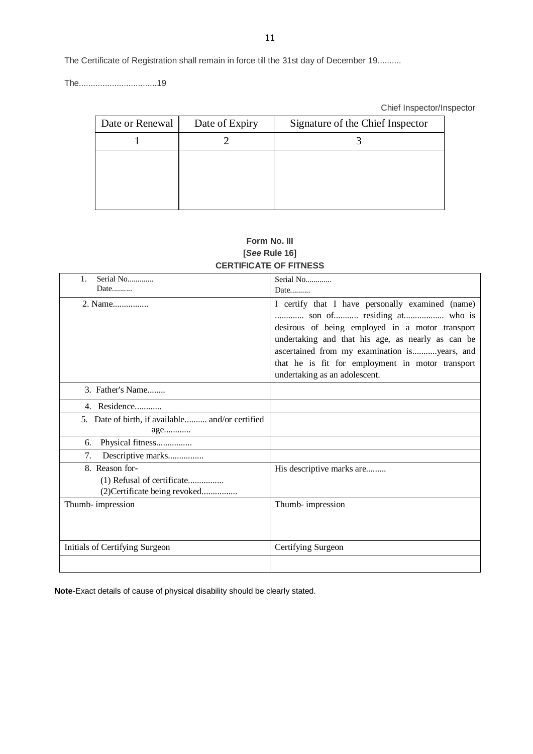The Certificate of Registration shall remain in force till the 31st day of December 19..........

The................................19

Chief Inspector/Inspector

| Date or Renewal | Date of Expiry | Signature of the Chief Inspector |
|---|---|---|
| 1 | 2 | 3 |
| | | |

**Form No. III**
**[*See* Rule 16]**
**CERTIFICATE OF FITNESS**

| | |
|---|---|
| 1. Serial No............ Date.......... | Serial No............ Date.......... |
| 2. Name................ | I certify that I have personally examined (name) ............ son of........... residing at................. who is desirous of being employed in a motor transport undertaking and that his age, as nearly as can be ascertained from my examination is...........years, and that he is fit for employment in motor transport undertaking as an adolescent. |
| 3. Father's Name........ | |
| 4. Residence............ | |
| 5. Date of birth, if available.......... and/or certified age............ | |
| 6. Physical fitness................ | |
| 7. Descriptive marks................ | |
| 8. Reason for- (1) Refusal of certificate................ (2)Certificate being revoked................ | His descriptive marks are......... |
| Thumb- impression | Thumb- impression |
| Initials of Certifying Surgeon | Certifying Surgeon |
| | |

**Note**-Exact details of cause of physical disability should be clearly stated.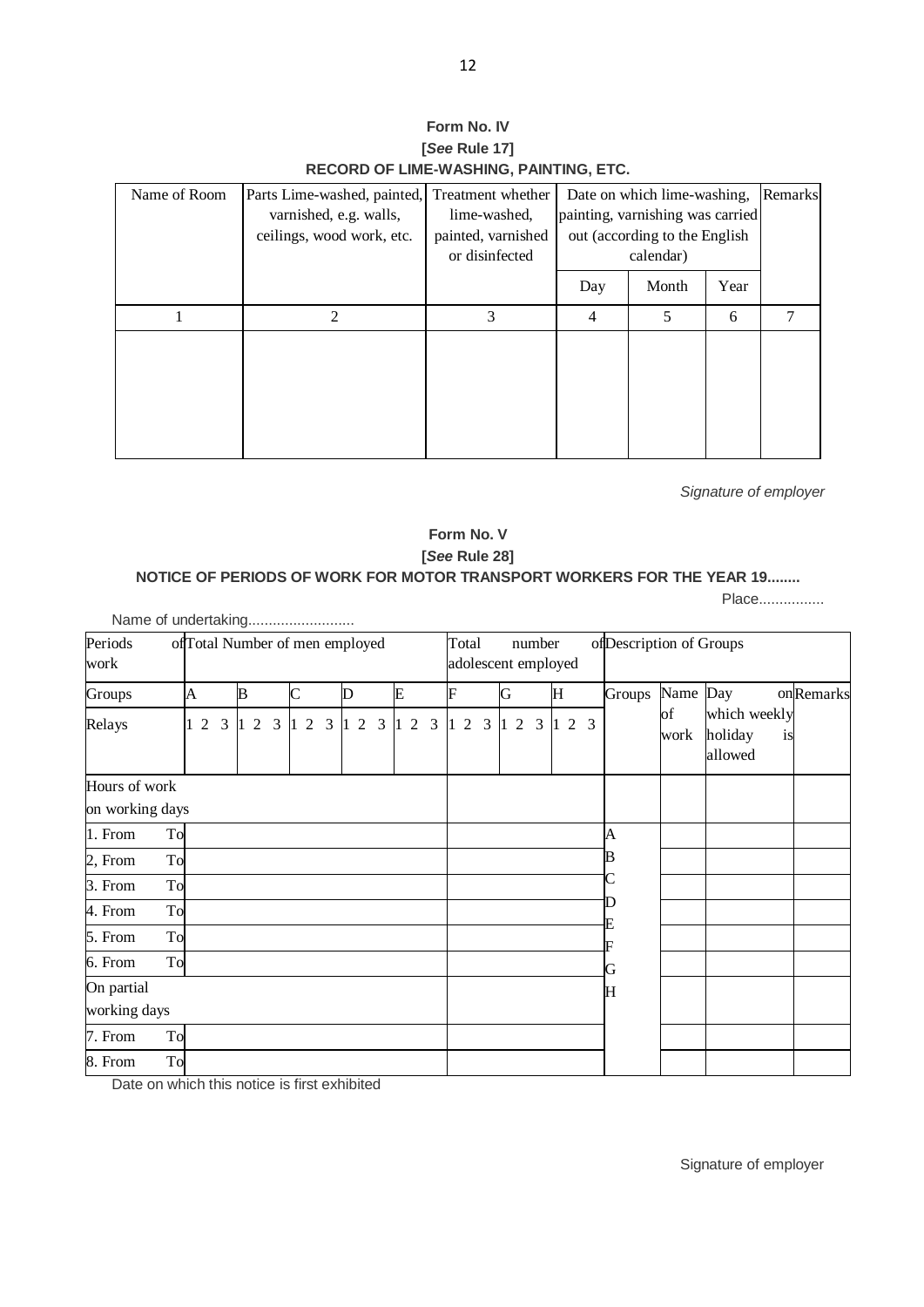**Form No. IV**

**[*See* Rule 17]**

**RECORD OF LIME-WASHING, PAINTING, ETC.**

| Name of Room | Parts Lime-washed, painted, varnished, e.g. walls, ceilings, wood work, etc. | Treatment whether lime-washed, painted, varnished or disinfected | Date on which lime-washing, painting, varnishing was carried out (according to the English calendar) | | | Remarks |
|---|---|---|---|---|---|---|
| | | | Day | Month | Year | |
| 1 | 2 | 3 | 4 | 5 | 6 | 7 |
| | | | | | | |

*Signature of employer*

**Form No. V**

**[*See* Rule 28]**

**NOTICE OF PERIODS OF WORK FOR MOTOR TRANSPORT WORKERS FOR THE YEAR 19........**

Place................

Name of undertaking..........................

| Periods of work | Total Number of men employed | | | | | Total number of adolescent employed | | | Description of Groups | | | |
|---|---|---|---|---|---|---|---|---|---|---|---|---|
| Groups | A | B | C | D | E | F | G | H | Groups | Name of work | Day on which weekly holiday is allowed | Remarks |
| Relays | 1 2 3 | 1 2 3 | 1 2 3 | 1 2 3 | 1 2 3 | 1 2 3 | 1 2 3 | 1 2 3 | | | | |
| Hours of work on working days | | | | | | | | | | | | |
| 1. From To | | | | | | | | | A | | | |
| 2, From To | | | | | | | | | B | | | |
| 3. From To | | | | | | | | | C | | | |
| 4. From To | | | | | | | | | D | | | |
| 5. From To | | | | | | | | | E | | | |
| 6. From To | | | | | | | | | F | | | |
| On partial working days | | | | | | | | | G | | | |
| 7. From To | | | | | | | | | H | | | |
| 8. From To | | | | | | | | | | | | |

Date on which this notice is first exhibited

Signature of employer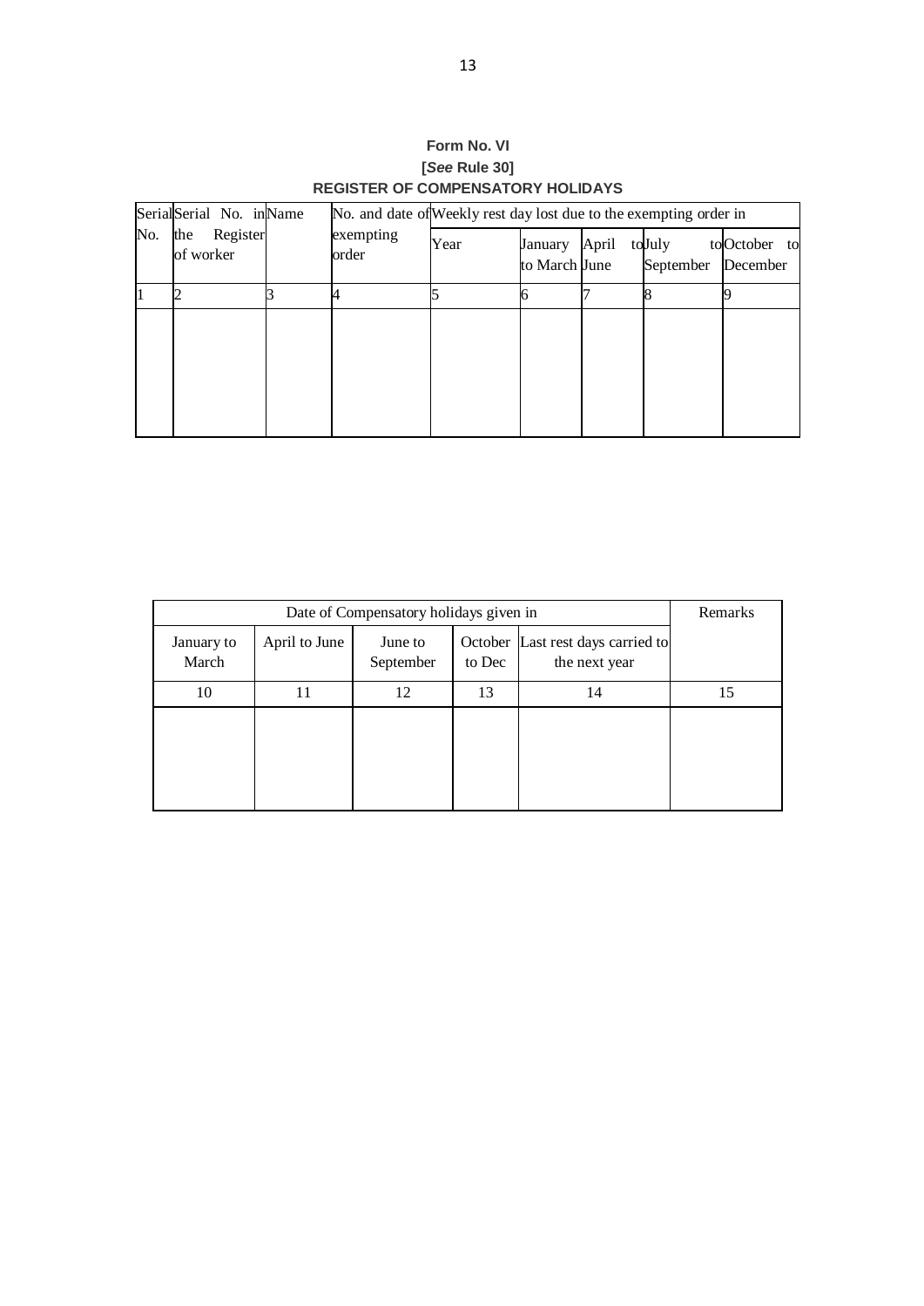**Form No. VI**

**[*See* Rule 30]**

**REGISTER OF COMPENSATORY HOLIDAYS**

| Serial No. | Serial No. in the Register of worker | Name | No. and date of exempting order | Weekly rest day lost due to the exempting order in | | | | |
|---|---|---|---|---|---|---|---|---|
| | | | | Year | January to March | April to June | July to September | October to December |
| 1 | 2 | 3 | 4 | 5 | 6 | 7 | 8 | 9 |
| | | | | | | | | |

| Date of Compensatory holidays given in | | | | | Remarks |
|---|---|---|---|---|---|
| January to March | April to June | June to September | October to Dec | Last rest days carried to the next year | |
| 10 | 11 | 12 | 13 | 14 | 15 |
| | | | | | |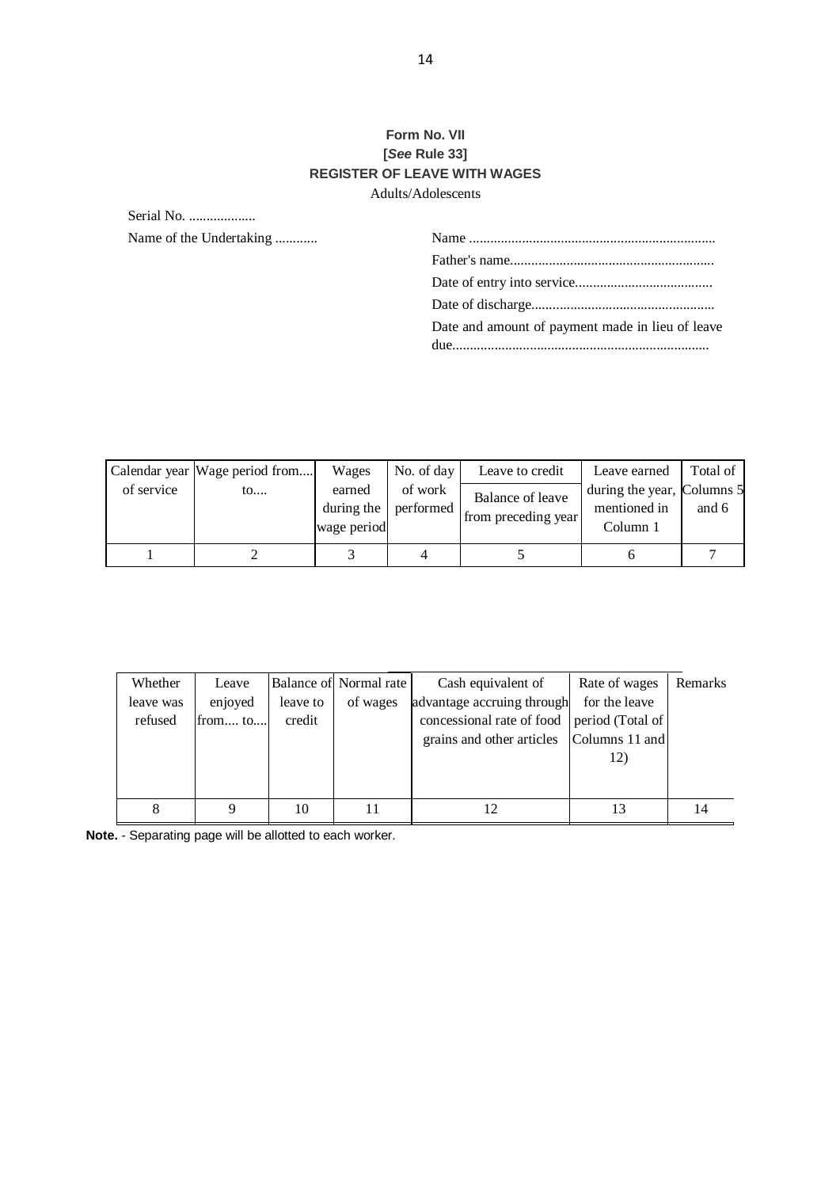**Form No. VII**

**[*See* Rule 33]**

**REGISTER OF LEAVE WITH WAGES**

Adults/Adolescents

Serial No. ...................

Name of the Undertaking ............

Name .....................................................................

Father's name..........................................................

Date of entry into service.......................................

Date of discharge....................................................

Date and amount of payment made in lieu of leave due.........................................................................

| Calendar year of service | Wage period from.... to.... | Wages earned during the wage period | No. of day of work performed | Leave to credit | Leave earned during the year, mentioned in Column 1 | Total of Columns 5 and 6 |
|---|---|---|---|---|---|---|
| | | | | Balance of leave from preceding year | | |
| 1 | 2 | 3 | 4 | 5 | 6 | 7 |

| Whether leave was refused | Leave enjoyed from.... to.... | Balance of leave to credit | Normal rate of wages | Cash equivalent of advantage accruing through concessional rate of food grains and other articles | Rate of wages for the leave period (Total of Columns 11 and 12) | Remarks |
|---|---|---|---|---|---|---|
| 8 | 9 | 10 | 11 | 12 | 13 | 14 |

**Note.** - Separating page will be allotted to each worker.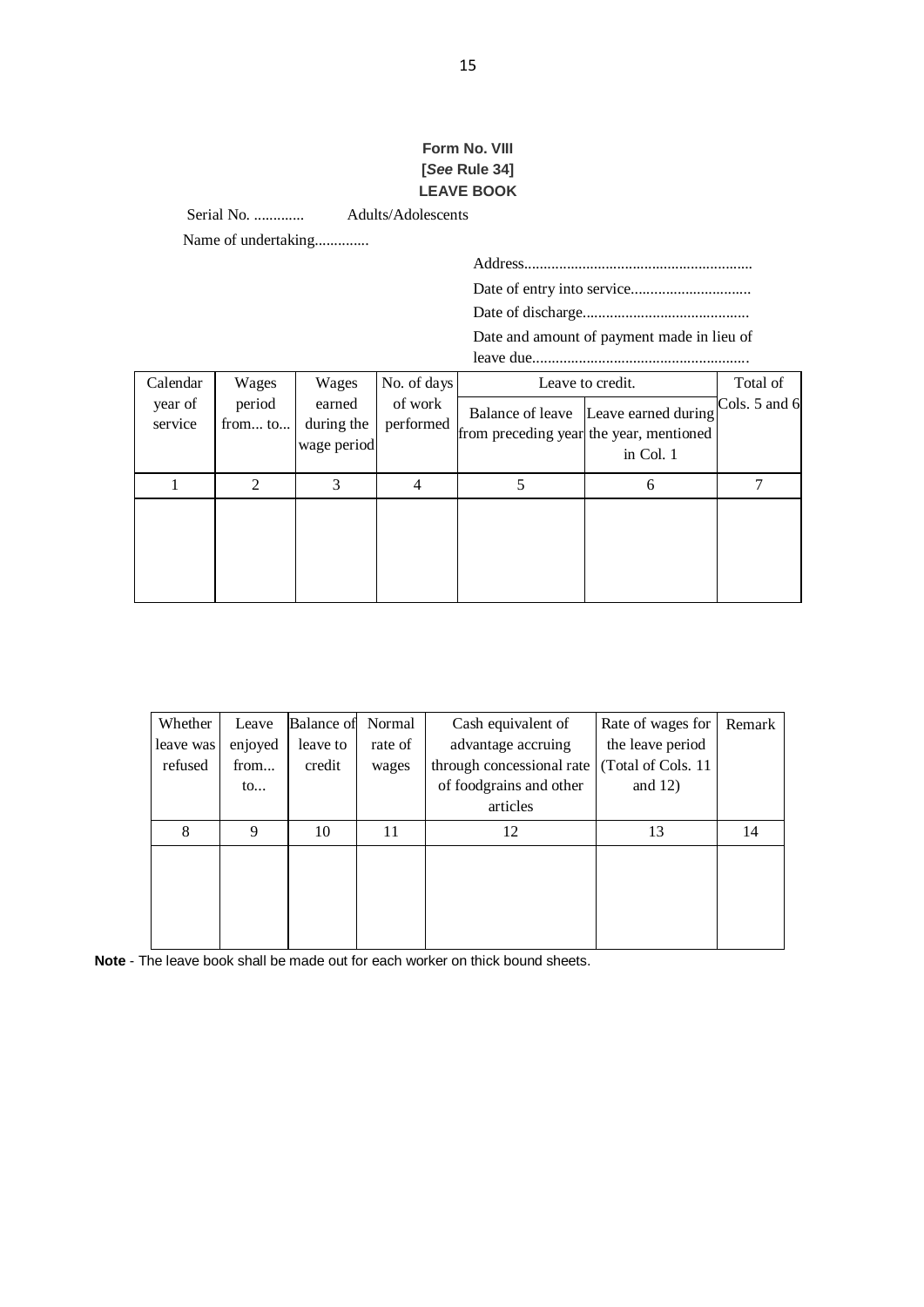**Form No. VIII**
**[*See* Rule 34]**
**LEAVE BOOK**

Serial No. ............. Adults/Adolescents

Name of undertaking.............

Address..........................................................

Date of entry into service..............................

Date of discharge..........................................

Date and amount of payment made in lieu of leave due.......................................................

| Calendar year of service | Wages period from... to... | Wages earned during the wage period | No. of days of work performed | Leave to credit. | | Total of Cols. 5 and 6 |
|---|---|---|---|---|---|---|
| | | | | Balance of leave from preceding year | Leave earned during the year, mentioned in Col. 1 | |
| 1 | 2 | 3 | 4 | 5 | 6 | 7 |
| | | | | | | |

| Whether leave was refused | Leave enjoyed from... to... | Balance of leave to credit | Normal rate of wages | Cash equivalent of advantage accruing through concessional rate of foodgrains and other articles | Rate of wages for the leave period (Total of Cols. 11 and 12) | Remark |
|---|---|---|---|---|---|---|
| 8 | 9 | 10 | 11 | 12 | 13 | 14 |
| | | | | | | |

**Note** - The leave book shall be made out for each worker on thick bound sheets.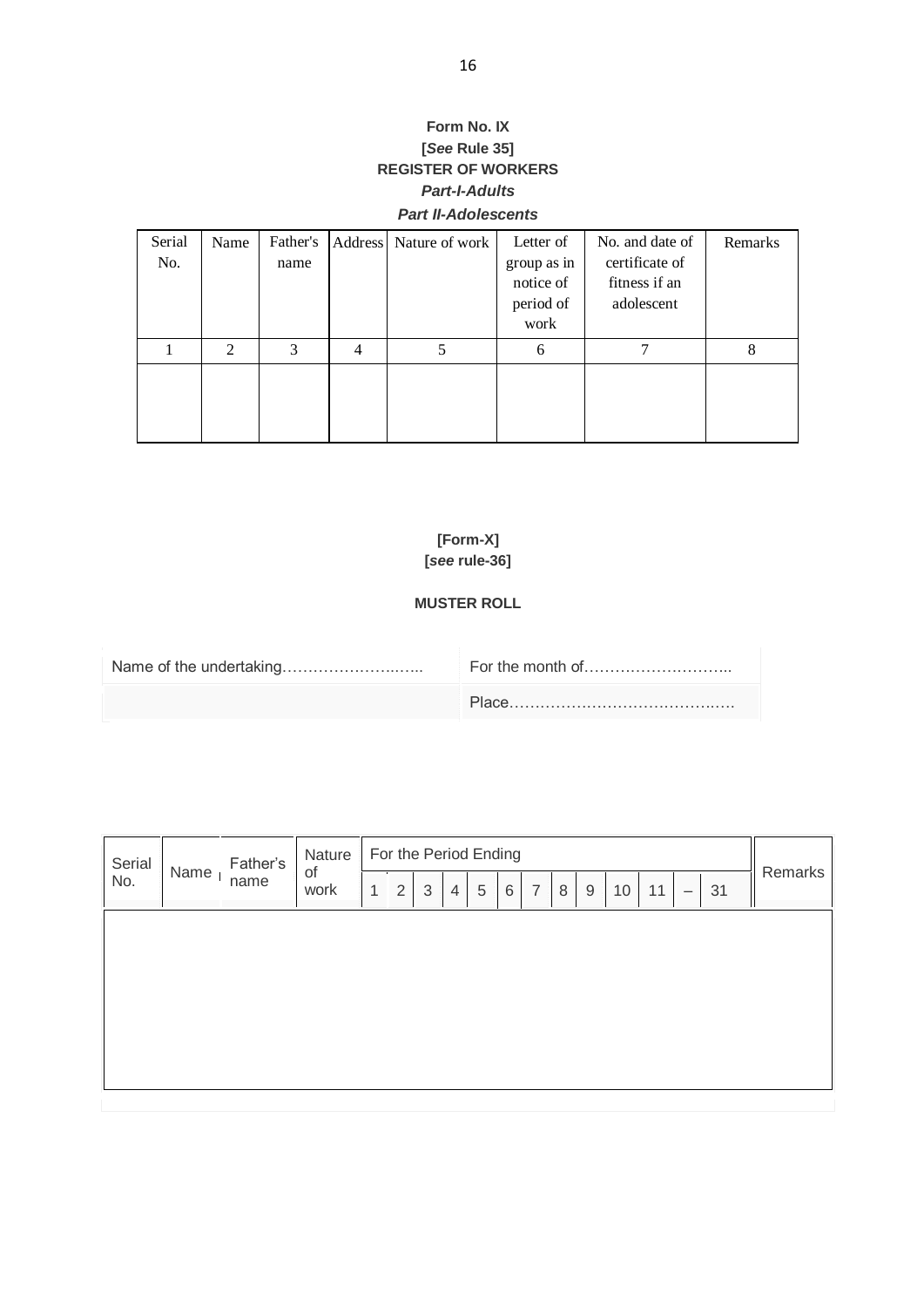**Form No. IX**
**[*See* Rule 35]**
**REGISTER OF WORKERS**
***Part-I-Adults***
***Part II-Adolescents***

| Serial No. | Name | Father's name | Address | Nature of work | Letter of group as in notice of period of work | No. and date of certificate of fitness if an adolescent | Remarks |
|---|---|---|---|---|---|---|---|
| 1 | 2 | 3 | 4 | 5 | 6 | 7 | 8 |
| | | | | | | | |

**[Form-X]**
**[*see* rule-36]**

**MUSTER ROLL**

| | |
|---|---|
| Name of the undertaking……………………..….. | For the month of……………………….. |
| | Place…………………………………..…. |

| Serial No. | Name | Father's name | Nature of work | For the Period Ending | | | | | | | | | | | | | Remarks |
|---|---|---|---|---|---|---|---|---|---|---|---|---|---|---|---|---|---|
| | | | | 1 | 2 | 3 | 4 | 5 | 6 | 7 | 8 | 9 | 10 | 11 | – | 31 | |
| | | | | | | | | | | | | | | | | | |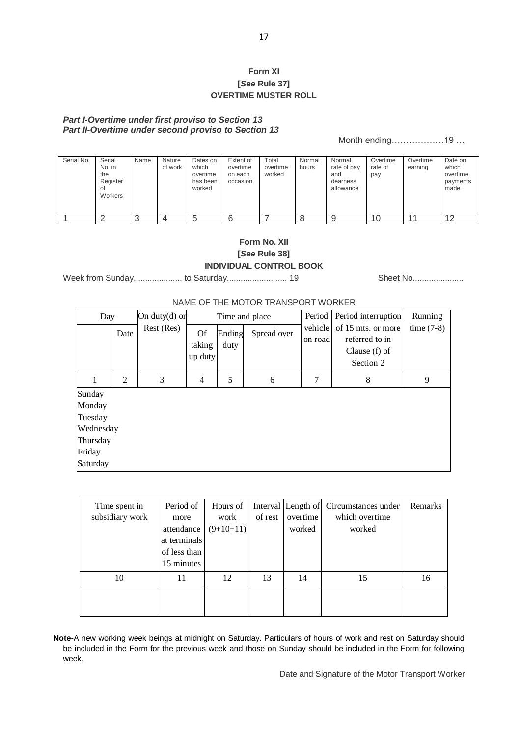## Form XI

### [*See* Rule 37]

### OVERTIME MUSTER ROLL

***Part I-Overtime under first proviso to Section 13***
***Part II-Overtime under second proviso to Section 13***

Month ending………………19 …

| Serial No. | Serial No. in the Register of Workers | Name | Nature of work | Dates on which overtime has been worked | Extent of overtime on each occasion | Total overtime worked | Normal hours | Normal rate of pay and dearness allowance | Overtime rate of pay | Overtime earning | Date on which overtime payments made |
|---|---|---|---|---|---|---|---|---|---|---|---|
| 1 | 2 | 3 | 4 | 5 | 6 | 7 | 8 | 9 | 10 | 11 | 12 |

## Form No. XII

### [*See* Rule 38]

### INDIVIDUAL CONTROL BOOK

Week from Sunday..................... to Saturday.......................... 19 Sheet No......................

NAME OF THE MOTOR TRANSPORT WORKER

| Day | | On duty(d) or Rest (Res) | Time and place | | | Period vehicle on road | Period interruption of 15 mts. or more referred to in Clause (f) of Section 2 | Running time (7-8) |
|---|---|---|---|---|---|---|---|---|
| | Date | | Of taking up duty | Ending duty | Spread over | | | |
| 1 | 2 | 3 | 4 | 5 | 6 | 7 | 8 | 9 |
| Sunday | | | | | | | | |
| Monday | | | | | | | | |
| Tuesday | | | | | | | | |
| Wednesday | | | | | | | | |
| Thursday | | | | | | | | |
| Friday | | | | | | | | |
| Saturday | | | | | | | | |

| Time spent in subsidiary work | Period of more attendance at terminals of less than 15 minutes | Hours of work (9+10+11) | Interval of rest | Length of overtime worked | Circumstances under which overtime worked | Remarks |
|---|---|---|---|---|---|---|
| 10 | 11 | 12 | 13 | 14 | 15 | 16 |
| | | | | | | |

**Note**-A new working week beings at midnight on Saturday. Particulars of hours of work and rest on Saturday should be included in the Form for the previous week and those on Sunday should be included in the Form for following week.

Date and Signature of the Motor Transport Worker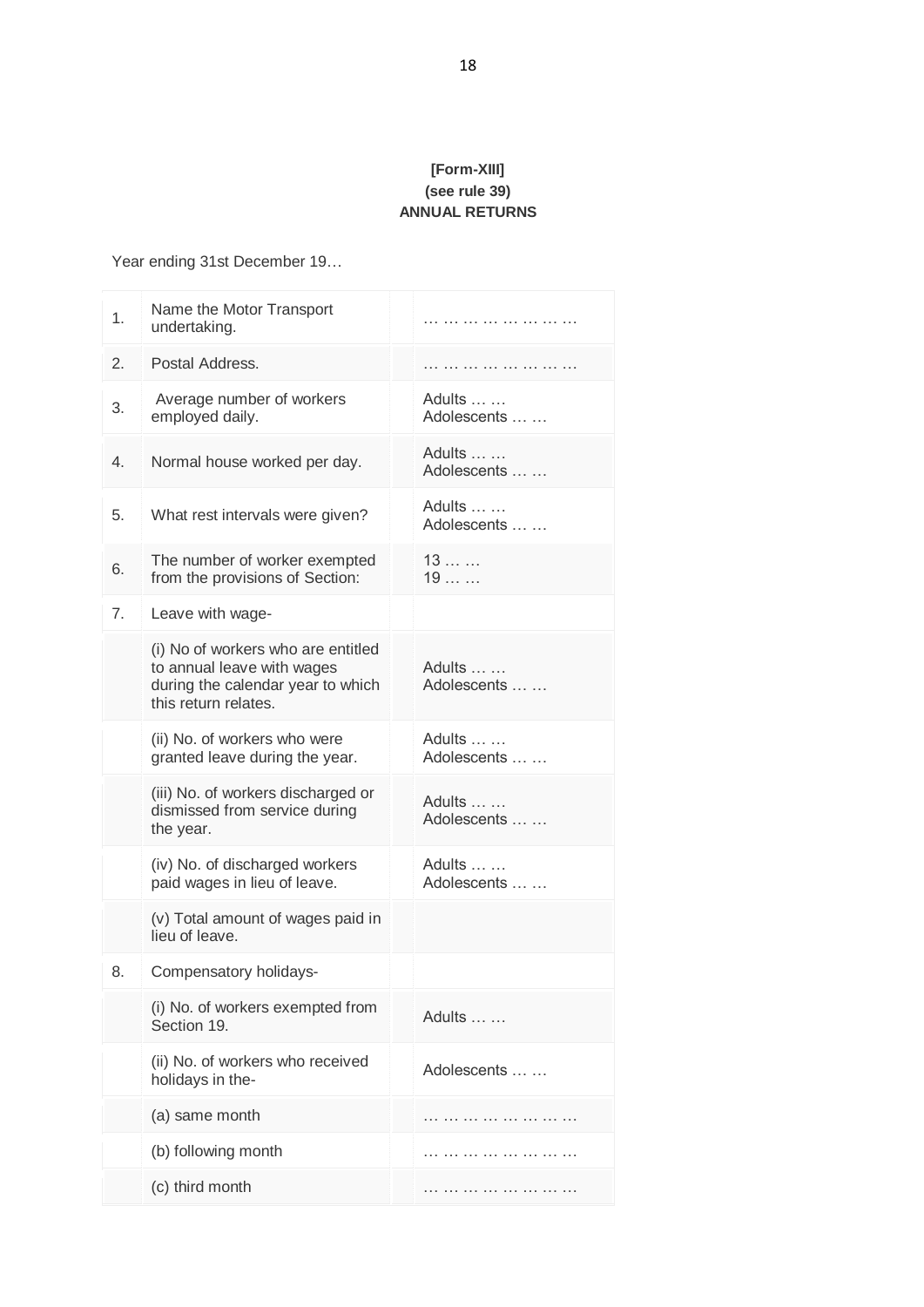**[Form-XIII]**
**(see rule 39)**
**ANNUAL RETURNS**

Year ending 31st December 19…

| | | | |
|---|---|---|---|
| 1. | Name the Motor Transport undertaking. | | … … … … … … … … |
| 2. | Postal Address. | | … … … … … … … … |
| 3. | Average number of workers employed daily. | | Adults … …<br>Adolescents … … |
| 4. | Normal house worked per day. | | Adults … …<br>Adolescents … … |
| 5. | What rest intervals were given? | | Adults … …<br>Adolescents … … |
| 6. | The number of worker exempted from the provisions of Section: | | 13 … …<br>19 … … |
| 7. | Leave with wage- | | |
| | (i) No of workers who are entitled to annual leave with wages during the calendar year to which this return relates. | | Adults … …<br>Adolescents … … |
| | (ii) No. of workers who were granted leave during the year. | | Adults … …<br>Adolescents … … |
| | (iii) No. of workers discharged or dismissed from service during the year. | | Adults … …<br>Adolescents … … |
| | (iv) No. of discharged workers paid wages in lieu of leave. | | Adults … …<br>Adolescents … … |
| | (v) Total amount of wages paid in lieu of leave. | | |
| 8. | Compensatory holidays- | | |
| | (i) No. of workers exempted from Section 19. | | Adults … … |
| | (ii) No. of workers who received holidays in the- | | Adolescents … … |
| | (a) same month | | … … … … … … … … |
| | (b) following month | | … … … … … … … … |
| | (c) third month | | … … … … … … … … |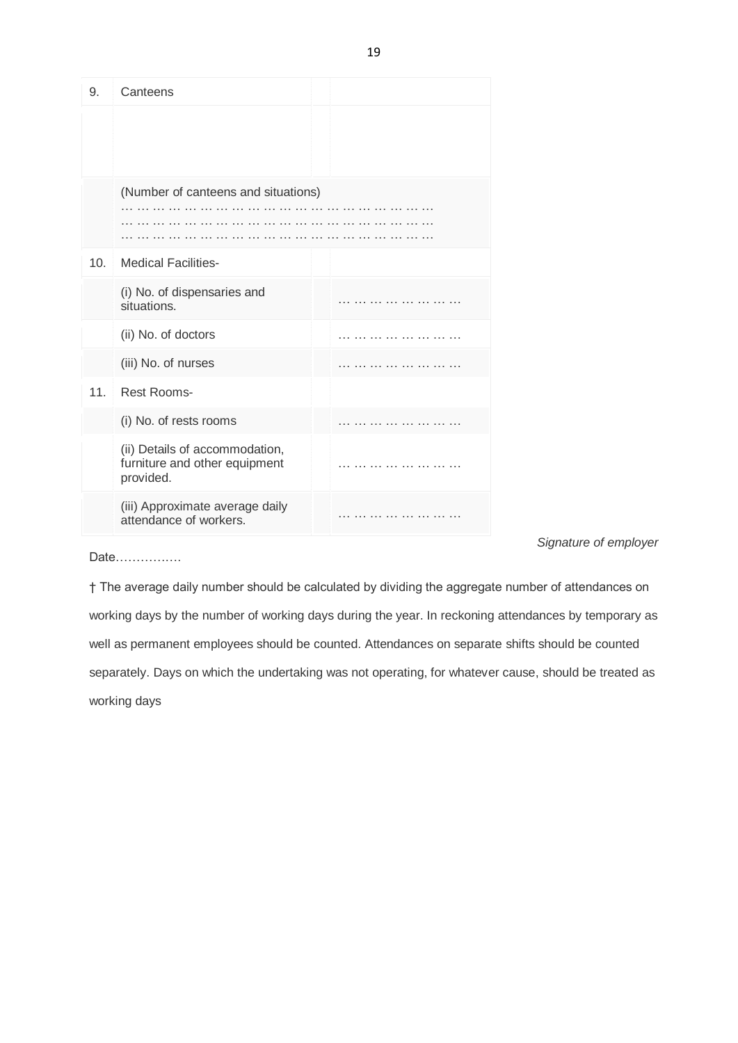| 9. | Canteens | | |
|---|---|---|---|
| | | | |
| | (Number of canteens and situations) … … … … … … … … … … … … … … … … … … … … … … … … … … … … … … … … … … … … … … … … … … … … … … … … … … … … … … … … | | |
| 10. | Medical Facilities- | | |
| | (i) No. of dispensaries and situations. | | … … … … … … … … |
| | (ii) No. of doctors | | … … … … … … … … |
| | (iii) No. of nurses | | … … … … … … … … |
| 11. | Rest Rooms- | | |
| | (i) No. of rests rooms | | … … … … … … … … |
| | (ii) Details of accommodation, furniture and other equipment provided. | | … … … … … … … … |
| | (iii) Approximate average daily attendance of workers. | | … … … … … … … … |

*Signature of employer*

Date…………….

† The average daily number should be calculated by dividing the aggregate number of attendances on working days by the number of working days during the year. In reckoning attendances by temporary as well as permanent employees should be counted. Attendances on separate shifts should be counted separately. Days on which the undertaking was not operating, for whatever cause, should be treated as working days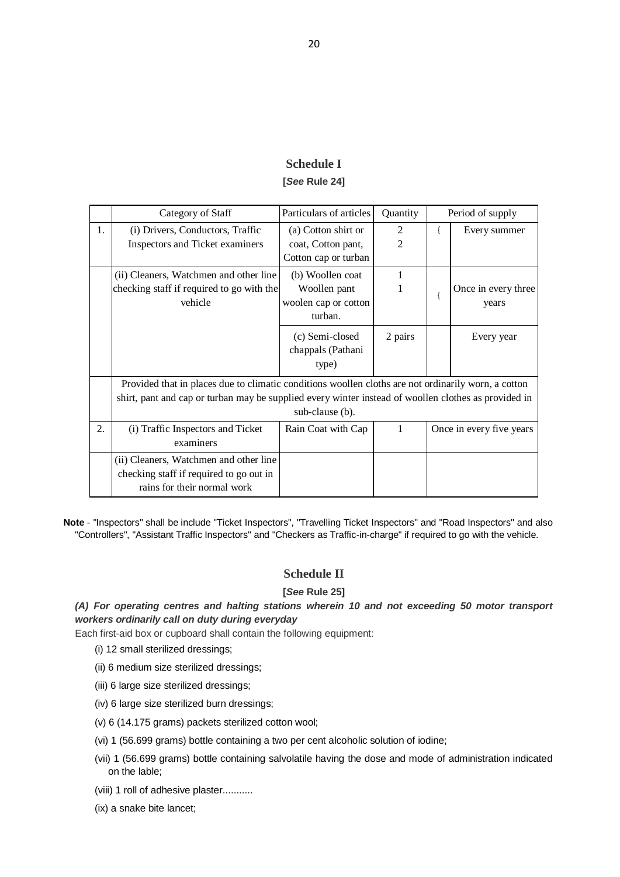## Schedule I

**[*See* Rule 24]**

| | Category of Staff | Particulars of articles | Quantity | | Period of supply |
|---|---|---|---|---|---|
| 1. | (i) Drivers, Conductors, Traffic Inspectors and Ticket examiners | (a) Cotton shirt or coat, Cotton pant, Cotton cap or turban | 2<br>2 | { | Every summer |
| | (ii) Cleaners, Watchmen and other line checking staff if required to go with the vehicle | (b) Woollen coat Woollen pant woolen cap or cotton turban. | 1<br>1 | { | Once in every three years |
| | | (c) Semi-closed chappals (Pathani type) | 2 pairs | | Every year |
| | Provided that in places due to climatic conditions woollen cloths are not ordinarily worn, a cotton shirt, pant and cap or turban may be supplied every winter instead of woollen clothes as provided in sub-clause (b). | | | | |
| 2. | (i) Traffic Inspectors and Ticket examiners | Rain Coat with Cap | 1 | Once in every five years | |
| | (ii) Cleaners, Watchmen and other line checking staff if required to go out in rains for their normal work | | | | |

**Note** - "Inspectors" shall be include "Ticket Inspectors", "Travelling Ticket Inspectors" and "Road Inspectors" and also "Controllers", "Assistant Traffic Inspectors" and "Checkers as Traffic-in-charge" if required to go with the vehicle.

## Schedule II

**[*See* Rule 25]**

***(A) For operating centres and halting stations wherein 10 and not exceeding 50 motor transport workers ordinarily call on duty during everyday***

Each first-aid box or cupboard shall contain the following equipment:

(i) 12 small sterilized dressings;

(ii) 6 medium size sterilized dressings;

(iii) 6 large size sterilized dressings;

(iv) 6 large size sterilized burn dressings;

(v) 6 (14.175 grams) packets sterilized cotton wool;

(vi) 1 (56.699 grams) bottle containing a two per cent alcoholic solution of iodine;

(vii) 1 (56.699 grams) bottle containing salvolatile having the dose and mode of administration indicated on the lable;

(viii) 1 roll of adhesive plaster...........

(ix) a snake bite lancet;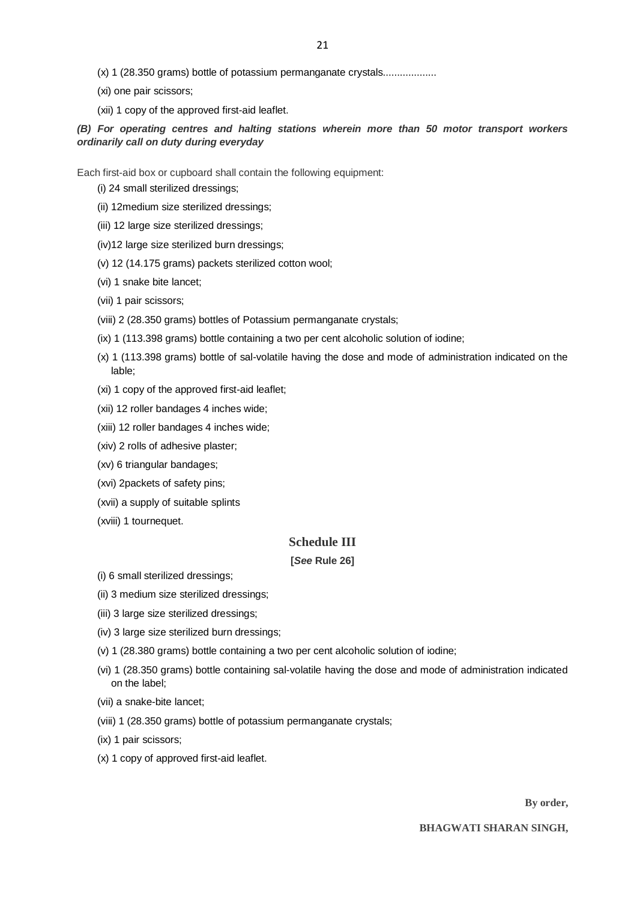(x) 1 (28.350 grams) bottle of potassium permanganate crystals..................

(xi) one pair scissors;

(xii) 1 copy of the approved first-aid leaflet.

***(B) For operating centres and halting stations wherein more than 50 motor transport workers ordinarily call on duty during everyday***

Each first-aid box or cupboard shall contain the following equipment:

(i) 24 small sterilized dressings;

(ii) 12medium size sterilized dressings;

(iii) 12 large size sterilized dressings;

(iv)12 large size sterilized burn dressings;

(v) 12 (14.175 grams) packets sterilized cotton wool;

(vi) 1 snake bite lancet;

(vii) 1 pair scissors;

(viii) 2 (28.350 grams) bottles of Potassium permanganate crystals;

(ix) 1 (113.398 grams) bottle containing a two per cent alcoholic solution of iodine;

(x) 1 (113.398 grams) bottle of sal-volatile having the dose and mode of administration indicated on the lable;

(xi) 1 copy of the approved first-aid leaflet;

(xii) 12 roller bandages 4 inches wide;

(xiii) 12 roller bandages 4 inches wide;

(xiv) 2 rolls of adhesive plaster;

(xv) 6 triangular bandages;

(xvi) 2packets of safety pins;

(xvii) a supply of suitable splints

(xviii) 1 tournequet.

## Schedule III

**[*See* Rule 26]**

(i) 6 small sterilized dressings;

(ii) 3 medium size sterilized dressings;

(iii) 3 large size sterilized dressings;

(iv) 3 large size sterilized burn dressings;

(v) 1 (28.380 grams) bottle containing a two per cent alcoholic solution of iodine;

(vi) 1 (28.350 grams) bottle containing sal-volatile having the dose and mode of administration indicated on the label;

(vii) a snake-bite lancet;

(viii) 1 (28.350 grams) bottle of potassium permanganate crystals;

(ix) 1 pair scissors;

(x) 1 copy of approved first-aid leaflet.

**By order,**

**BHAGWATI SHARAN SINGH,**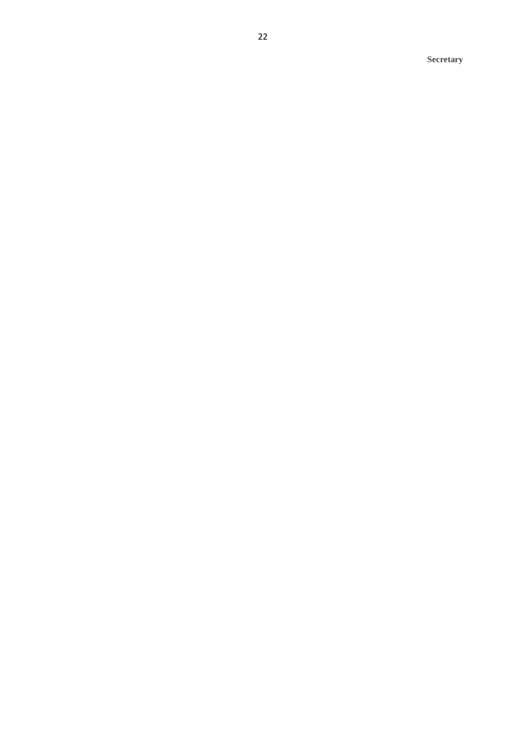**Secretary**